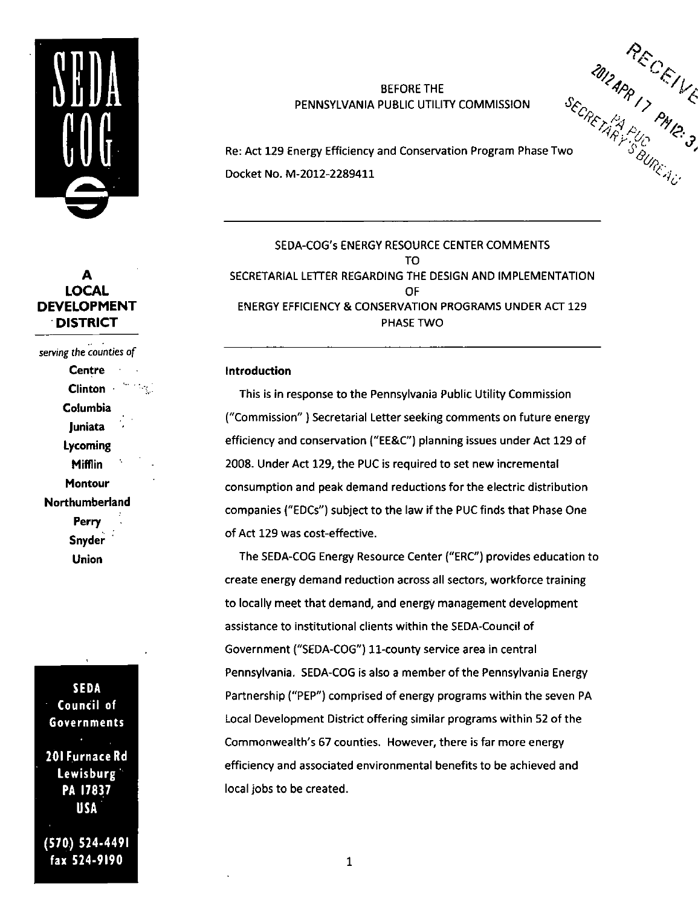SEDA COG

**A LOCAL DEVELOPMENT DISTRICT**

*serving the counties of*

**Centre**
**Clinton**
**Columbia**
**Juniata**
**Lycoming**
**Mifflin**
**Montour**
**Northumberland**
**Perry**
**Snyder**
**Union**

**SEDA Council of Governments**

**201 Furnace Rd**
**Lewisburg**
**PA 17837**
**USA**

**(570) 524-4491**
**fax 524-9190**

RECEIVED
2012 APR 17 PM 12:3
PA PUC
SECRETARY'S BUREAU

BEFORE THE
PENNSYLVANIA PUBLIC UTILITY COMMISSION

Re: Act 129 Energy Efficiency and Conservation Program Phase Two

Docket No. M-2012-2289411

---

SEDA-COG's ENERGY RESOURCE CENTER COMMENTS
TO
SECRETARIAL LETTER REGARDING THE DESIGN AND IMPLEMENTATION
OF
ENERGY EFFICIENCY & CONSERVATION PROGRAMS UNDER ACT 129
PHASE TWO

---

**Introduction**

This is in response to the Pennsylvania Public Utility Commission ("Commission" ) Secretarial Letter seeking comments on future energy efficiency and conservation ("EE&C") planning issues under Act 129 of 2008. Under Act 129, the PUC is required to set new incremental consumption and peak demand reductions for the electric distribution companies ("EDCs") subject to the law if the PUC finds that Phase One of Act 129 was cost-effective.

The SEDA-COG Energy Resource Center ("ERC") provides education to create energy demand reduction across all sectors, workforce training to locally meet that demand, and energy management development assistance to institutional clients within the SEDA-Council of Government ("SEDA-COG") 11-county service area in central Pennsylvania. SEDA-COG is also a member of the Pennsylvania Energy Partnership ("PEP") comprised of energy programs within the seven PA Local Development District offering similar programs within 52 of the Commonwealth's 67 counties. However, there is far more energy efficiency and associated environmental benefits to be achieved and local jobs to be created.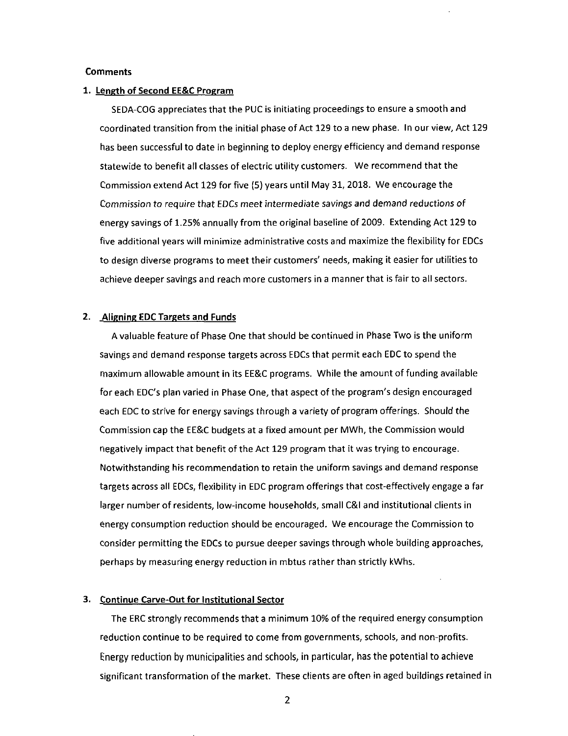**Comments**

1. **Length of Second EE&C Program**

   SEDA-COG appreciates that the PUC is initiating proceedings to ensure a smooth and coordinated transition from the initial phase of Act 129 to a new phase. In our view, Act 129 has been successful to date in beginning to deploy energy efficiency and demand response statewide to benefit all classes of electric utility customers. We recommend that the Commission extend Act 129 for five (5) years until May 31, 2018. We encourage the *Commission to require that EDCs meet intermediate savings and demand reductions of* energy savings of 1.25% annually from the original baseline of 2009. Extending Act 129 to five additional years will minimize administrative costs and maximize the flexibility for EDCs to design diverse programs to meet their customers' needs, making it easier for utilities to achieve deeper savings and reach more customers in a manner that is fair to all sectors.

2. **Aligning EDC Targets and Funds**

   A valuable feature of Phase One that should be continued in Phase Two is the uniform savings and demand response targets across EDCs that permit each EDC to spend the maximum allowable amount in its EE&C programs. While the amount of funding available for each EDC's plan varied in Phase One, that aspect of the program's design encouraged each EDC to strive for energy savings through a variety of program offerings. Should the Commission cap the EE&C budgets at a fixed amount per MWh, the Commission would negatively impact that benefit of the Act 129 program that it was trying to encourage. Notwithstanding his recommendation to retain the uniform savings and demand response targets across all EDCs, flexibility in EDC program offerings that cost-effectively engage a far larger number of residents, low-income households, small C&I and institutional clients in energy consumption reduction should be encouraged. We encourage the Commission to consider permitting the EDCs to pursue deeper savings through whole building approaches, perhaps by measuring energy reduction in mbtus rather than strictly kWhs.

3. **Continue Carve-Out for Institutional Sector**

   The ERC strongly recommends that a minimum 10% of the required energy consumption reduction continue to be required to come from governments, schools, and non-profits. Energy reduction by municipalities and schools, in particular, has the potential to achieve significant transformation of the market. These clients are often in aged buildings retained in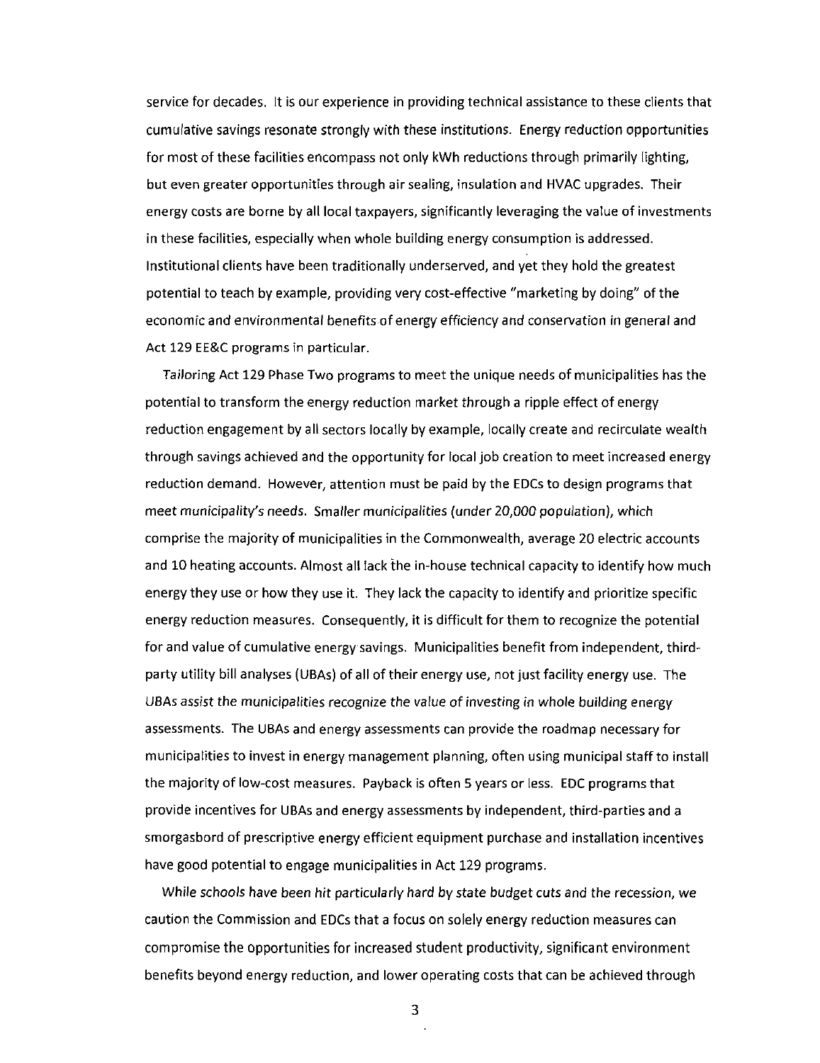service for decades. It is our experience in providing technical assistance to these clients that cumulative savings resonate strongly with these institutions. Energy reduction opportunities for most of these facilities encompass not only kWh reductions through primarily lighting, but even greater opportunities through air sealing, insulation and HVAC upgrades. Their energy costs are borne by all local taxpayers, significantly leveraging the value of investments in these facilities, especially when whole building energy consumption is addressed. Institutional clients have been traditionally underserved, and yet they hold the greatest potential to teach by example, providing very cost-effective "marketing by doing" of the economic and environmental benefits of energy efficiency and conservation in general and Act 129 EE&C programs in particular.

*Tailoring* Act 129 Phase Two programs to meet the unique needs of municipalities has the potential to transform the energy reduction market through a ripple effect of energy reduction engagement by all sectors locally by example, locally create and recirculate wealth through savings achieved and the opportunity for local job creation to meet increased energy reduction demand. However, attention must be paid by the EDCs to design programs that *meet municipality's needs. Smaller municipalities (under 20,000 population)*, which comprise the majority of municipalities in the Commonwealth, average 20 electric accounts and 10 heating accounts. Almost all lack the in-house technical capacity to identify how much energy they use or how they use it. They lack the capacity to identify and prioritize specific energy reduction measures. Consequently, it is difficult for them to recognize the potential for and value of cumulative energy savings. Municipalities benefit from independent, third-party utility bill analyses (UBAs) of all of their energy use, not just facility energy use. The *UBAs assist the municipalities recognize the value of investing in whole building energy* assessments. The UBAs and energy assessments can provide the roadmap necessary for municipalities to invest in energy management planning, often using municipal staff to install the majority of low-cost measures. Payback is often 5 years or less. EDC programs that provide incentives for UBAs and energy assessments by independent, third-parties and a smorgasbord of prescriptive energy efficient equipment purchase and installation incentives have good potential to engage municipalities in Act 129 programs.

*While schools have been hit particularly hard by state budget cuts and the recession*, we caution the Commission and EDCs that a focus on solely energy reduction measures can compromise the opportunities for increased student productivity, significant environment benefits beyond energy reduction, and lower operating costs that can be achieved through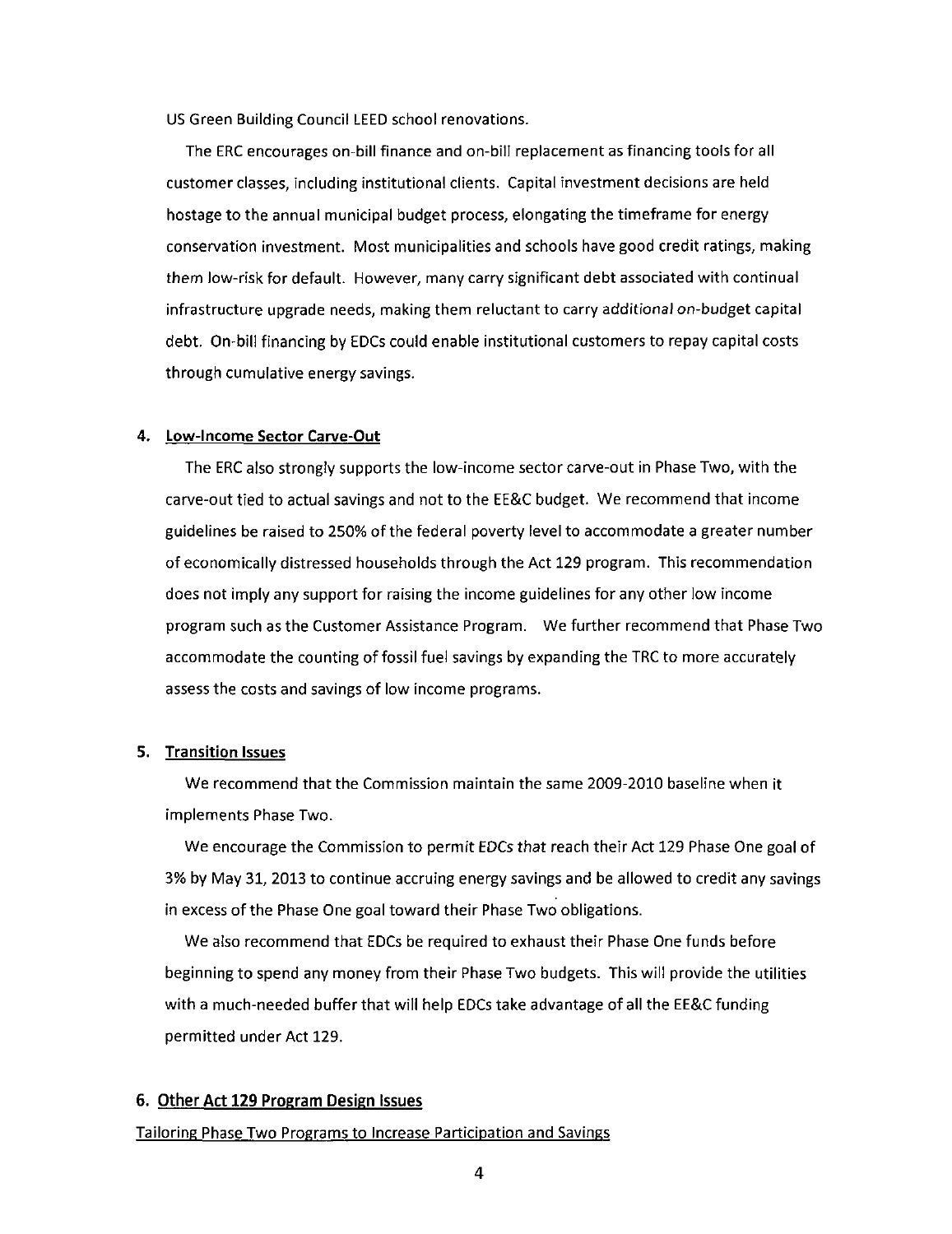US Green Building Council LEED school renovations.

The ERC encourages on-bill finance and on-bill replacement as financing tools for all customer classes, including institutional clients. Capital investment decisions are held hostage to the annual municipal budget process, elongating the timeframe for energy conservation investment. Most municipalities and schools have good credit ratings, making them low-risk for default. However, many carry significant debt associated with continual infrastructure upgrade needs, making them reluctant to carry additional on-budget capital debt. On-bill financing by EDCs could enable institutional customers to repay capital costs through cumulative energy savings.

#### 4. <u>Low-Income Sector Carve-Out</u>

The ERC also strongly supports the low-income sector carve-out in Phase Two, with the carve-out tied to actual savings and not to the EE&C budget. We recommend that income guidelines be raised to 250% of the federal poverty level to accommodate a greater number of economically distressed households through the Act 129 program. This recommendation does not imply any support for raising the income guidelines for any other low income program such as the Customer Assistance Program. We further recommend that Phase Two accommodate the counting of fossil fuel savings by expanding the TRC to more accurately assess the costs and savings of low income programs.

#### 5. <u>Transition Issues</u>

We recommend that the Commission maintain the same 2009-2010 baseline when it implements Phase Two.

We encourage the Commission to permit EDCs that reach their Act 129 Phase One goal of 3% by May 31, 2013 to continue accruing energy savings and be allowed to credit any savings in excess of the Phase One goal toward their Phase Two obligations.

We also recommend that EDCs be required to exhaust their Phase One funds before beginning to spend any money from their Phase Two budgets. This will provide the utilities with a much-needed buffer that will help EDCs take advantage of all the EE&C funding permitted under Act 129.

#### 6. <u>Other Act 129 Program Design Issues</u>

<u>Tailoring Phase Two Programs to Increase Participation and Savings</u>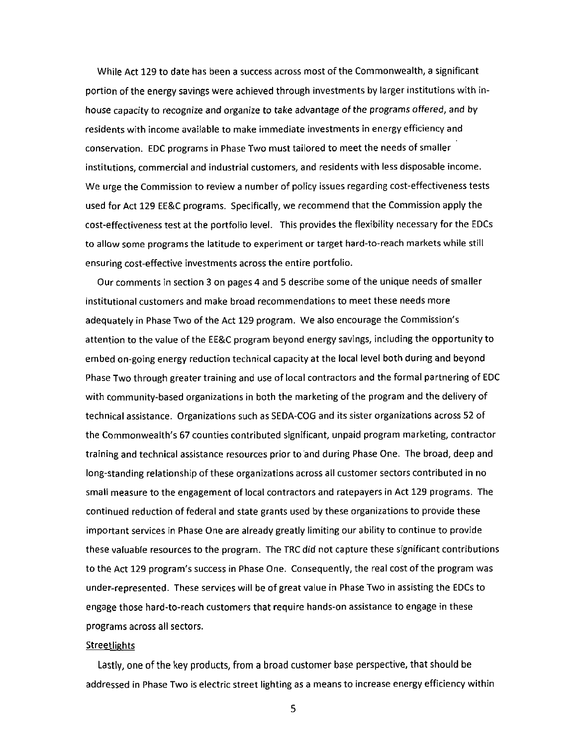While Act 129 to date has been a success across most of the Commonwealth, a significant portion of the energy savings were achieved through investments by larger institutions with in-house capacity to recognize and organize to take advantage of the programs offered, and by residents with income available to make immediate investments in energy efficiency and conservation. EDC programs in Phase Two must tailored to meet the needs of smaller institutions, commercial and industrial customers, and residents with less disposable income. We urge the Commission to review a number of policy issues regarding cost-effectiveness tests used for Act 129 EE&C programs. Specifically, we recommend that the Commission apply the cost-effectiveness test at the portfolio level. This provides the flexibility necessary for the EDCs to allow some programs the latitude to experiment or target hard-to-reach markets while still ensuring cost-effective investments across the entire portfolio.

Our comments in section 3 on pages 4 and 5 describe some of the unique needs of smaller institutional customers and make broad recommendations to meet these needs more adequately in Phase Two of the Act 129 program. We also encourage the Commission's attention to the value of the EE&C program beyond energy savings, including the opportunity to embed on-going energy reduction technical capacity at the local level both during and beyond Phase Two through greater training and use of local contractors and the formal partnering of EDC with community-based organizations in both the marketing of the program and the delivery of technical assistance. Organizations such as SEDA-COG and its sister organizations across 52 of the Commonwealth's 67 counties contributed significant, unpaid program marketing, contractor training and technical assistance resources prior to and during Phase One. The broad, deep and long-standing relationship of these organizations across all customer sectors contributed in no small measure to the engagement of local contractors and ratepayers in Act 129 programs. The continued reduction of federal and state grants used by these organizations to provide these important services in Phase One are already greatly limiting our ability to continue to provide these valuable resources to the program. The TRC did not capture these significant contributions to the Act 129 program's success in Phase One. Consequently, the real cost of the program was under-represented. These services will be of great value in Phase Two in assisting the EDCs to engage those hard-to-reach customers that require hands-on assistance to engage in these programs across all sectors.

Streetlights

Lastly, one of the key products, from a broad customer base perspective, that should be addressed in Phase Two is electric street lighting as a means to increase energy efficiency within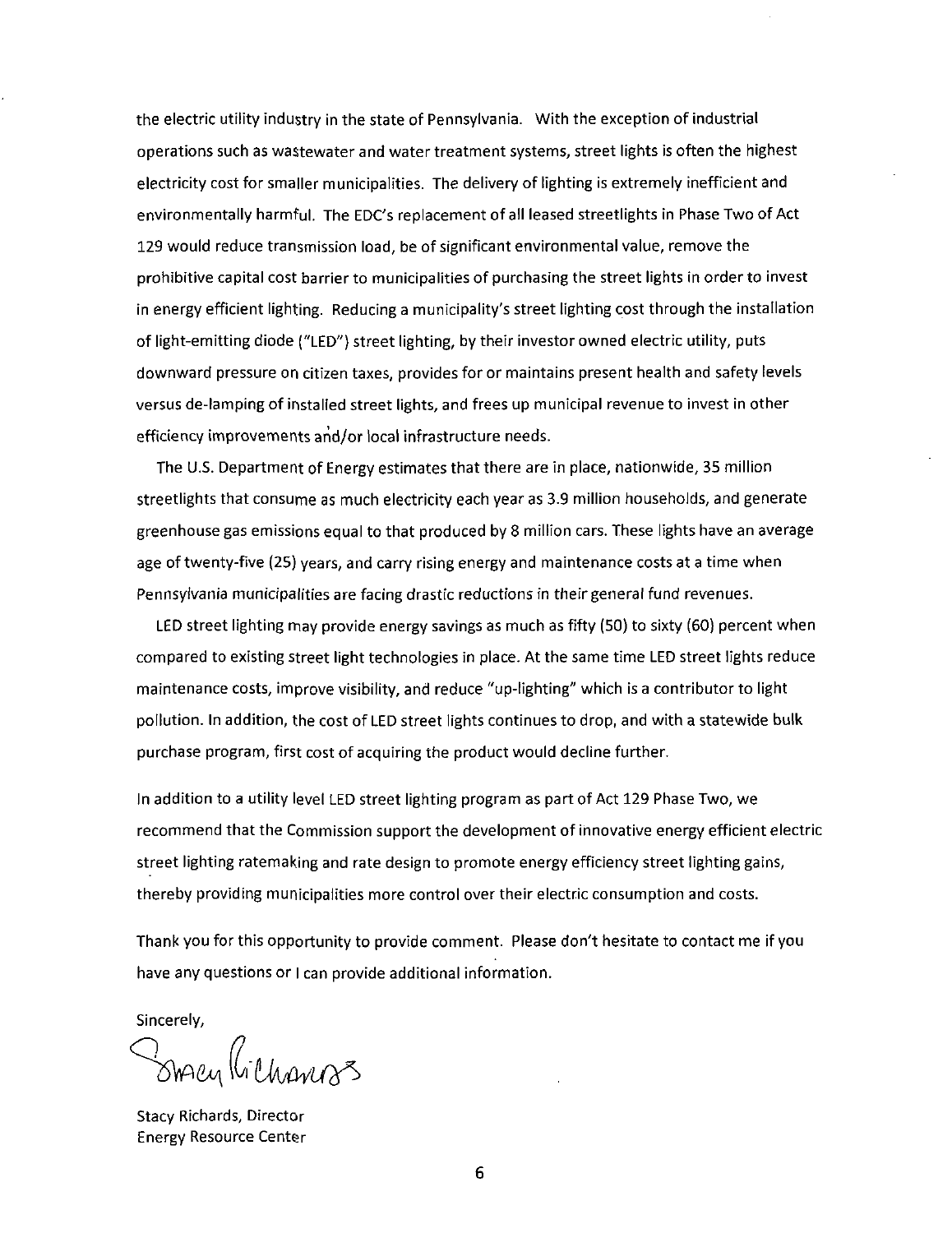the electric utility industry in the state of Pennsylvania. With the exception of industrial operations such as wastewater and water treatment systems, street lights is often the highest electricity cost for smaller municipalities. The delivery of lighting is extremely inefficient and environmentally harmful. The EDC's replacement of all leased streetlights in Phase Two of Act 129 would reduce transmission load, be of significant environmental value, remove the prohibitive capital cost barrier to municipalities of purchasing the street lights in order to invest in energy efficient lighting. Reducing a municipality's street lighting cost through the installation of light-emitting diode ("LED") street lighting, by their investor owned electric utility, puts downward pressure on citizen taxes, provides for or maintains present health and safety levels versus de-lamping of installed street lights, and frees up municipal revenue to invest in other efficiency improvements and/or local infrastructure needs.

The U.S. Department of Energy estimates that there are in place, nationwide, 35 million streetlights that consume as much electricity each year as 3.9 million households, and generate greenhouse gas emissions equal to that produced by 8 million cars. These lights have an average age of twenty-five (25) years, and carry rising energy and maintenance costs at a time when Pennsylvania municipalities are facing drastic reductions in their general fund revenues.

LED street lighting may provide energy savings as much as fifty (50) to sixty (60) percent when compared to existing street light technologies in place. At the same time LED street lights reduce maintenance costs, improve visibility, and reduce "up-lighting" which is a contributor to light pollution. In addition, the cost of LED street lights continues to drop, and with a statewide bulk purchase program, first cost of acquiring the product would decline further.

In addition to a utility level LED street lighting program as part of Act 129 Phase Two, we recommend that the Commission support the development of innovative energy efficient electric street lighting ratemaking and rate design to promote energy efficiency street lighting gains, thereby providing municipalities more control over their electric consumption and costs.

Thank you for this opportunity to provide comment. Please don't hesitate to contact me if you have any questions or I can provide additional information.

Sincerely,

Stacy Richards

Stacy Richards, Director
Energy Resource Center